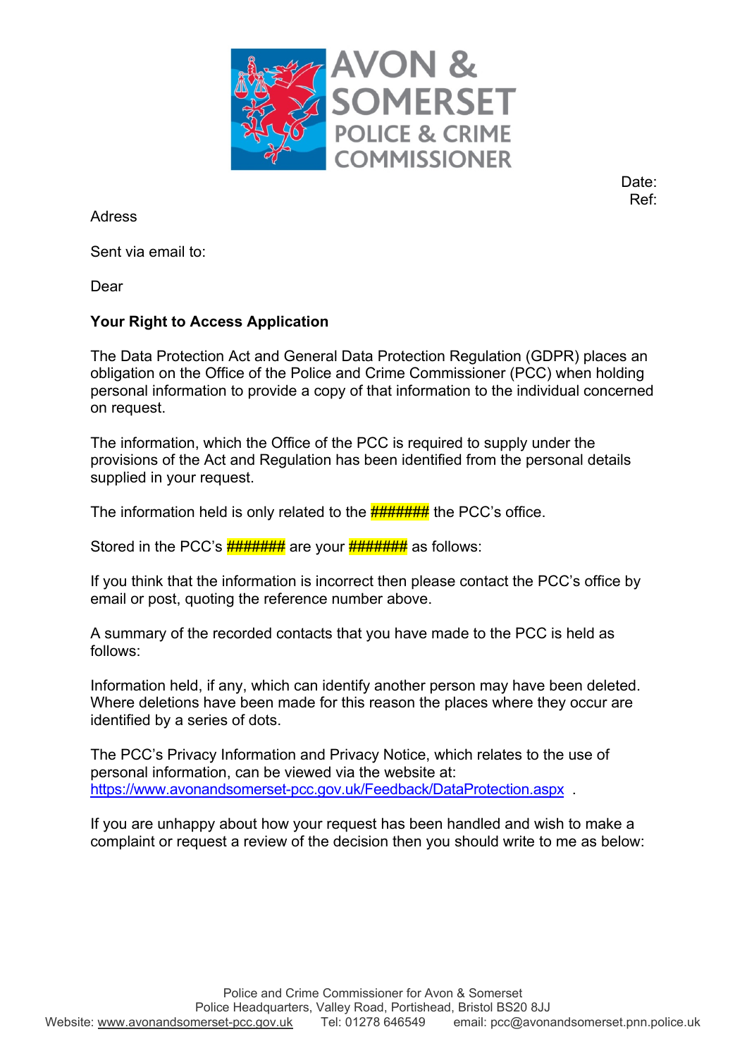AVON & SOMERSET
POLICE & CRIME
COMMISSIONER

Date:
Ref:

Adress

Sent via email to:

Dear

**Your Right to Access Application**

The Data Protection Act and General Data Protection Regulation (GDPR) places an obligation on the Office of the Police and Crime Commissioner (PCC) when holding personal information to provide a copy of that information to the individual concerned on request.

The information, which the Office of the PCC is required to supply under the provisions of the Act and Regulation has been identified from the personal details supplied in your request.

The information held is only related to the **#######** the PCC's office.

Stored in the PCC's **#######** are your **#######** as follows:

If you think that the information is incorrect then please contact the PCC's office by email or post, quoting the reference number above.

A summary of the recorded contacts that you have made to the PCC is held as follows:

Information held, if any, which can identify another person may have been deleted. Where deletions have been made for this reason the places where they occur are identified by a series of dots.

The PCC's Privacy Information and Privacy Notice, which relates to the use of personal information, can be viewed via the website at: https://www.avonandsomerset-pcc.gov.uk/Feedback/DataProtection.aspx .

If you are unhappy about how your request has been handled and wish to make a complaint or request a review of the decision then you should write to me as below:

Police and Crime Commissioner for Avon & Somerset
Police Headquarters, Valley Road, Portishead, Bristol BS20 8JJ
Website: www.avonandsomerset-pcc.gov.uk Tel: 01278 646549 email: pcc@avonandsomerset.pnn.police.uk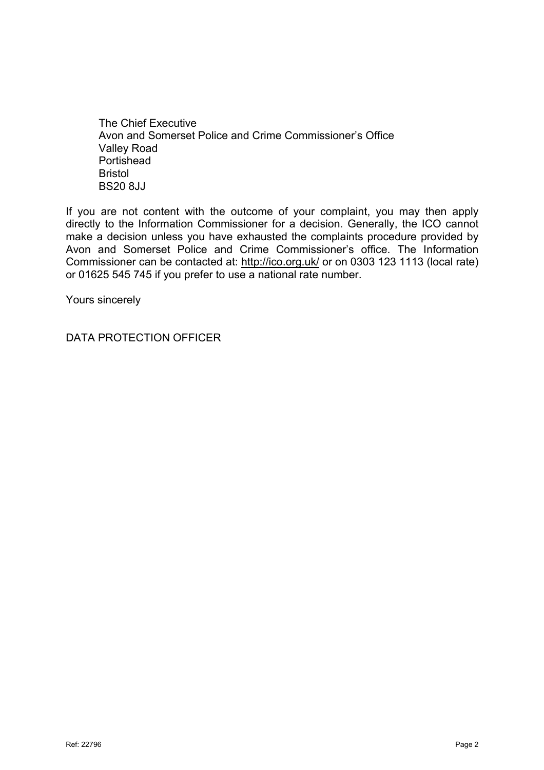The Chief Executive  
Avon and Somerset Police and Crime Commissioner's Office  
Valley Road  
Portishead  
Bristol  
BS20 8JJ

If you are not content with the outcome of your complaint, you may then apply directly to the Information Commissioner for a decision. Generally, the ICO cannot make a decision unless you have exhausted the complaints procedure provided by Avon and Somerset Police and Crime Commissioner's office. The Information Commissioner can be contacted at: http://ico.org.uk/ or on 0303 123 1113 (local rate) or 01625 545 745 if you prefer to use a national rate number.

Yours sincerely

DATA PROTECTION OFFICER

Ref: 22796